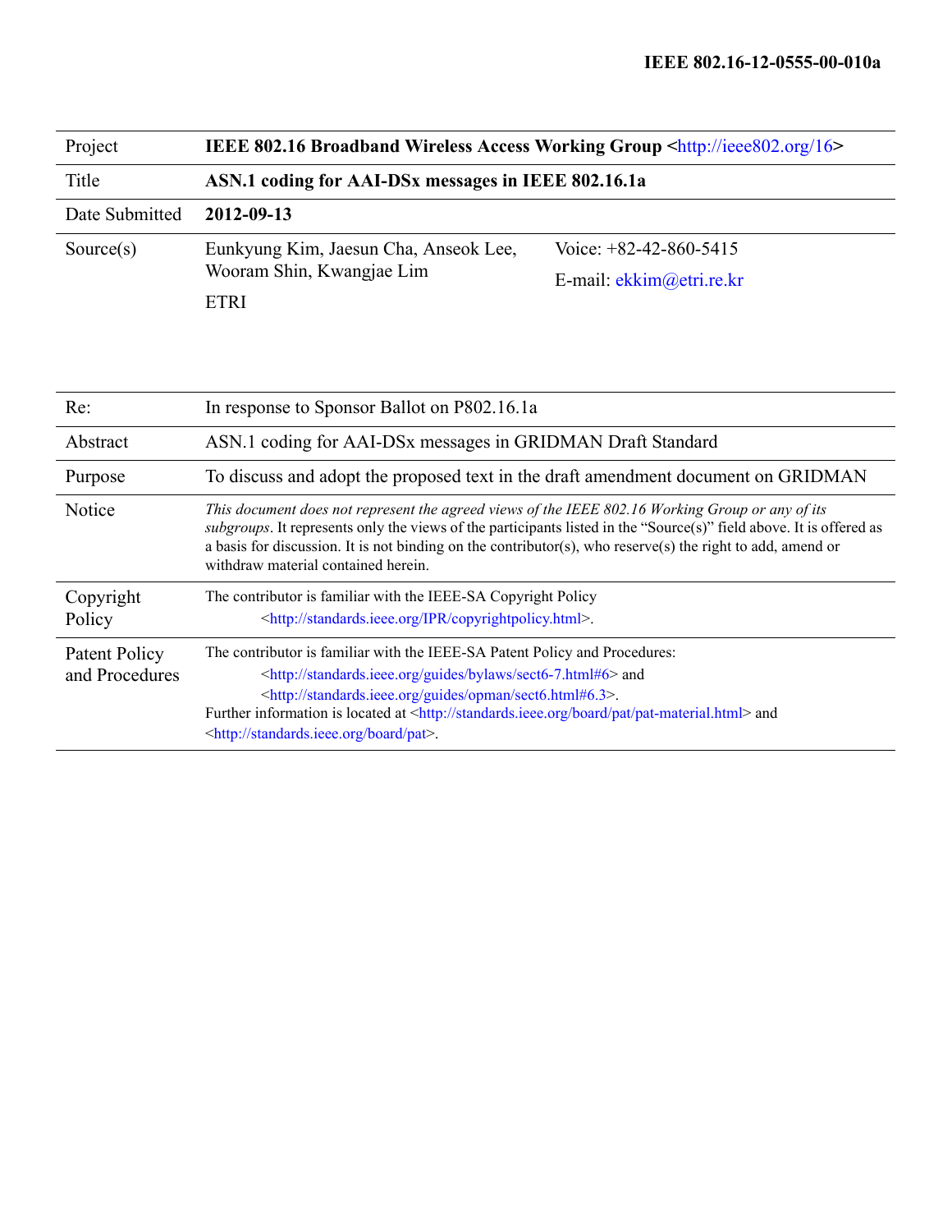**IEEE 802.16-12-0555-00-010a**

| | |
|---|---|
| Project | **IEEE 802.16 Broadband Wireless Access Working Group** <http://ieee802.org/16> |
| Title | **ASN.1 coding for AAI-DSx messages in IEEE 802.16.1a** |
| Date Submitted | **2012-09-13** |
| Source(s) | Eunkyung Kim, Jaesun Cha, Anseok Lee, Wooram Shin, Kwangjae Lim<br>ETRI<br><br>Voice: +82-42-860-5415<br>E-mail: ekkim@etri.re.kr |
| Re: | In response to Sponsor Ballot on P802.16.1a |
| Abstract | ASN.1 coding for AAI-DSx messages in GRIDMAN Draft Standard |
| Purpose | To discuss and adopt the proposed text in the draft amendment document on GRIDMAN |
| Notice | *This document does not represent the agreed views of the IEEE 802.16 Working Group or any of its subgroups*. It represents only the views of the participants listed in the "Source(s)" field above. It is offered as a basis for discussion. It is not binding on the contributor(s), who reserve(s) the right to add, amend or withdraw material contained herein. |
| Copyright Policy | The contributor is familiar with the IEEE-SA Copyright Policy <http://standards.ieee.org/IPR/copyrightpolicy.html>. |
| Patent Policy and Procedures | The contributor is familiar with the IEEE-SA Patent Policy and Procedures: <http://standards.ieee.org/guides/bylaws/sect6-7.html#6> and <http://standards.ieee.org/guides/opman/sect6.html#6.3>.<br>Further information is located at <http://standards.ieee.org/board/pat/pat-material.html> and <http://standards.ieee.org/board/pat>. |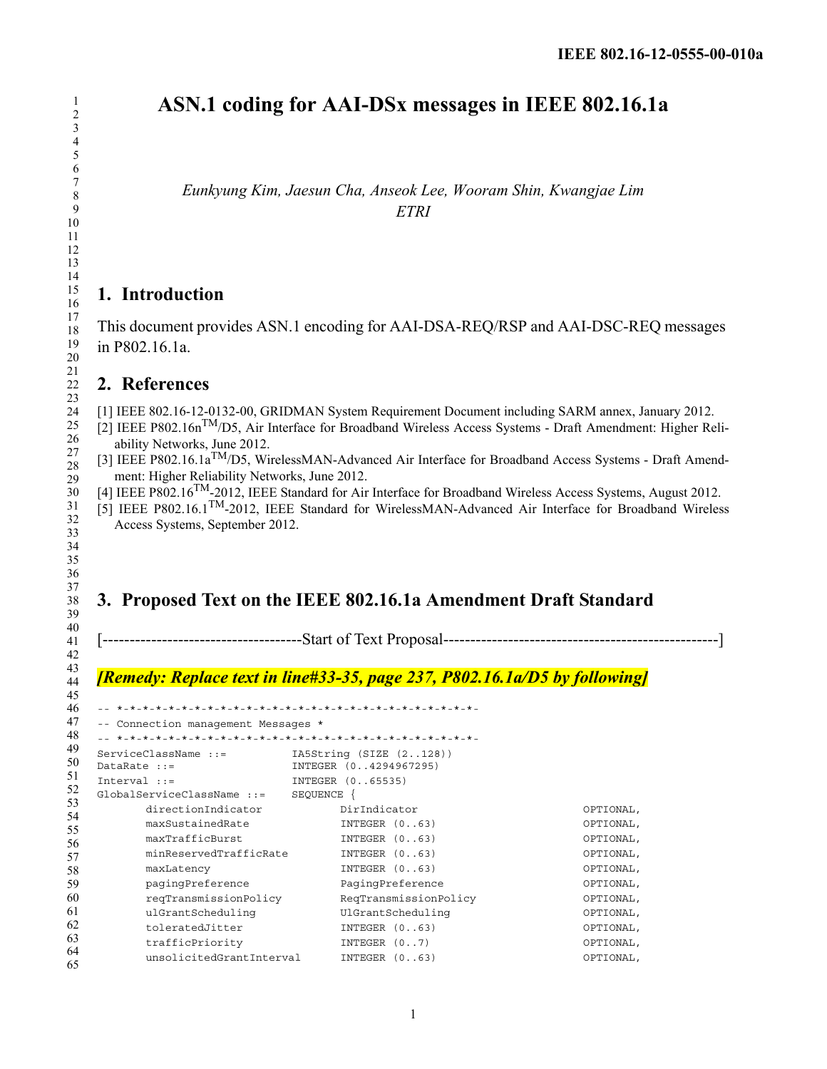# ASN.1 coding for AAI-DSx messages in IEEE 802.16.1a

*Eunkyung Kim, Jaesun Cha, Anseok Lee, Wooram Shin, Kwangjae Lim*
*ETRI*

## 1. Introduction

This document provides ASN.1 encoding for AAI-DSA-REQ/RSP and AAI-DSC-REQ messages in P802.16.1a.

## 2. References

[1] IEEE 802.16-12-0132-00, GRIDMAN System Requirement Document including SARM annex, January 2012.
[2] IEEE P802.16n™/D5, Air Interface for Broadband Wireless Access Systems - Draft Amendment: Higher Reliability Networks, June 2012.
[3] IEEE P802.16.1a™/D5, WirelessMAN-Advanced Air Interface for Broadband Access Systems - Draft Amendment: Higher Reliability Networks, June 2012.
[4] IEEE P802.16™-2012, IEEE Standard for Air Interface for Broadband Wireless Access Systems, August 2012.
[5] IEEE P802.16.1™-2012, IEEE Standard for WirelessMAN-Advanced Air Interface for Broadband Wireless Access Systems, September 2012.

## 3. Proposed Text on the IEEE 802.16.1a Amendment Draft Standard

[-------------------------------------Start of Text Proposal---------------------------------------------------]

***[Remedy: Replace text in line#33-35, page 237, P802.16.1a/D5 by following]***

```
-- *-*-*-*-*-*-*-*-*-*-*-*-*-*-*-*-*-*-*-*-*-*-*-*-*-*-*-*-*-*-*-
-- Connection management Messages *
-- *-*-*-*-*-*-*-*-*-*-*-*-*-*-*-*-*-*-*-*-*-*-*-*-*-*-*-*-*-*-*-
ServiceClassName ::=          IA5String (SIZE (2..128))
DataRate ::=                  INTEGER (0..4294967295)
Interval ::=                  INTEGER (0..65535)
GlobalServiceClassName ::=    SEQUENCE {
      directionIndicator           DirIndicator                    OPTIONAL,
      maxSustainedRate             INTEGER (0..63)                 OPTIONAL,
      maxTrafficBurst              INTEGER (0..63)                 OPTIONAL,
      minReservedTrafficRate       INTEGER (0..63)                 OPTIONAL,
      maxLatency                   INTEGER (0..63)                 OPTIONAL,
      pagingPreference             PagingPreference                OPTIONAL,
      reqTransmissionPolicy        ReqTransmissionPolicy           OPTIONAL,
      ulGrantScheduling            UlGrantScheduling               OPTIONAL,
      toleratedJitter              INTEGER (0..63)                 OPTIONAL,
      trafficPriority              INTEGER (0..7)                  OPTIONAL,
      unsolicitedGrantInterval     INTEGER (0..63)                 OPTIONAL,
```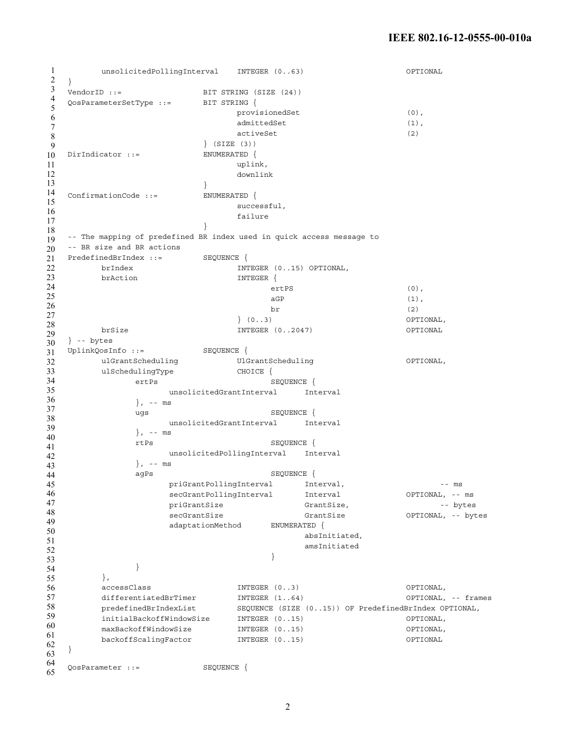```
        unsolicitedPollingInterval    INTEGER (0..63)                      OPTIONAL
}
VendorID ::=                  BIT STRING (SIZE (24))
QosParameterSetType ::=       BIT STRING {
                                      provisionedSet                       (0),
                                      admittedSet                          (1),
                                      activeSet                            (2)
                              } (SIZE (3))
DirIndicator ::=              ENUMERATED {
                                      uplink,
                                      downlink
                              }
ConfirmationCode ::=          ENUMERATED {
                                      successful,
                                      failure
                              }
-- The mapping of predefined BR index used in quick access message to
-- BR size and BR actions
PredefinedBrIndex ::=         SEQUENCE {
        brIndex                       INTEGER (0..15) OPTIONAL,
        brAction                      INTEGER {
                                              ertPS                        (0),
                                              aGP                          (1),
                                              br                           (2)
                                      } (0..3)                             OPTIONAL,
        brSize                        INTEGER (0..2047)                    OPTIONAL
} -- bytes
UplinkQosInfo ::=             SEQUENCE {
        ulGrantScheduling             UlGrantScheduling                    OPTIONAL,
        ulSchedulingType              CHOICE {
                ertPs                         SEQUENCE {
                        unsolicitedGrantInterval      Interval
                }, -- ms
                ugs                           SEQUENCE {
                        unsolicitedGrantInterval      Interval
                }, -- ms
                rtPs                          SEQUENCE {
                        unsolicitedPollingInterval    Interval
                }, -- ms
                agPs                          SEQUENCE {
                        priGrantPollingInterval       Interval,                    -- ms
                        secGrantPollingInterval       Interval             OPTIONAL, -- ms
                        priGrantSize                  GrantSize,                   -- bytes
                        secGrantSize                  GrantSize            OPTIONAL, -- bytes
                        adaptationMethod      ENUMERATED {
                                                      absInitiated,
                                                      amsInitiated
                                              }
                }
        },
        accessClass                   INTEGER (0..3)                       OPTIONAL,
        differentiatedBrTimer         INTEGER (1..64)                      OPTIONAL, -- frames
        predefinedBrIndexList         SEQUENCE (SIZE (0..15)) OF PredefinedBrIndex OPTIONAL,
        initialBackoffWindowSize      INTEGER (0..15)                      OPTIONAL,
        maxBackoffWindowSize          INTEGER (0..15)                      OPTIONAL,
        backoffScalingFactor          INTEGER (0..15)                      OPTIONAL
}

QosParameter ::=              SEQUENCE {
```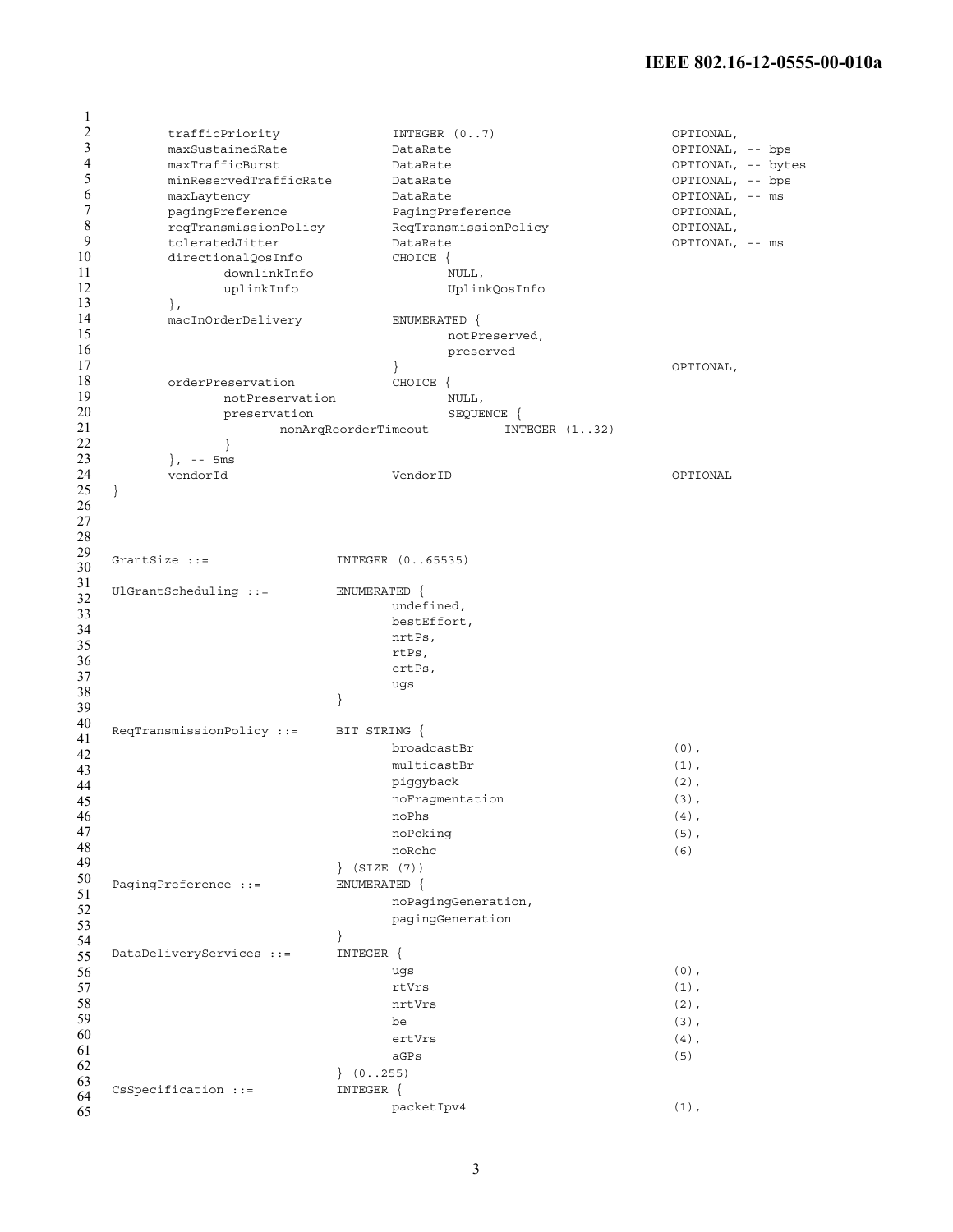```
        trafficPriority             INTEGER (0..7)                  OPTIONAL,
        maxSustainedRate            DataRate                        OPTIONAL, -- bps
        maxTrafficBurst             DataRate                        OPTIONAL, -- bytes
        minReservedTrafficRate      DataRate                        OPTIONAL, -- bps
        maxLaytency                 DataRate                        OPTIONAL, -- ms
        pagingPreference            PagingPreference                OPTIONAL,
        reqTransmissionPolicy       ReqTransmissionPolicy           OPTIONAL,
        toleratedJitter             DataRate                        OPTIONAL, -- ms
        directionalQosInfo          CHOICE {
                downlinkInfo                NULL,
                uplinkInfo                  UplinkQosInfo
        },
        macInOrderDelivery          ENUMERATED {
                                            notPreserved,
                                            preserved
                                    }                               OPTIONAL,
        orderPreservation           CHOICE {
                notPreservation             NULL,
                preservation                SEQUENCE {
                        nonArqReorderTimeout        INTEGER (1..32)
                }
        }, -- 5ms
        vendorId                    VendorID                        OPTIONAL
}



GrantSize ::=                   INTEGER (0..65535)

UlGrantScheduling ::=           ENUMERATED {
                                        undefined,
                                        bestEffort,
                                        nrtPs,
                                        rtPs,
                                        ertPs,
                                        ugs
                                }

ReqTransmissionPolicy ::=       BIT STRING {
                                        broadcastBr                 (0),
                                        multicastBr                 (1),
                                        piggyback                   (2),
                                        noFragmentation             (3),
                                        noPhs                       (4),
                                        noPcking                    (5),
                                        noRohc                      (6)
                                } (SIZE (7))
PagingPreference ::=            ENUMERATED {
                                        noPagingGeneration,
                                        pagingGeneration
                                }
DataDeliveryServices ::=        INTEGER {
                                        ugs                         (0),
                                        rtVrs                       (1),
                                        nrtVrs                      (2),
                                        be                          (3),
                                        ertVrs                      (4),
                                        aGPs                        (5)
                                } (0..255)
CsSpecification ::=             INTEGER {
                                        packetIpv4                  (1),
```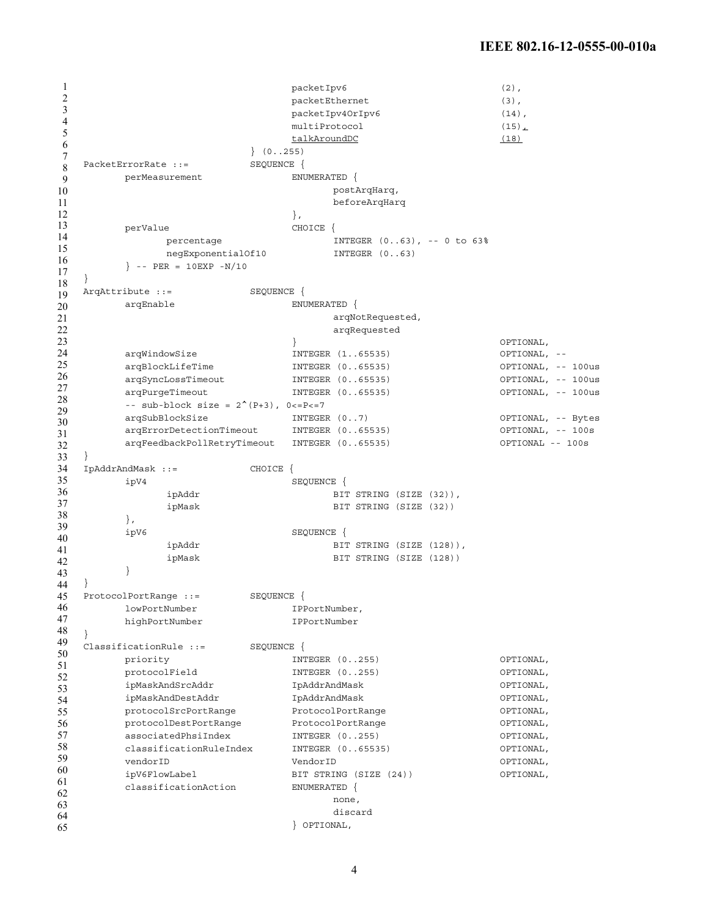```
                                packetIpv6                          (2),
                                packetEthernet                      (3),
                                packetIpv4OrIpv6                    (14),
                                multiProtocol                       (15),
                                talkAroundDC                        (18)
                            } (0..255)
PacketErrorRate ::=         SEQUENCE {
        perMeasurement              ENUMERATED {
                                        postArqHarq,
                                        beforeArqHarq
                                    },
        perValue                    CHOICE {
                percentage                  INTEGER (0..63), -- 0 to 63%
                negExponentialOf10          INTEGER (0..63)
        } -- PER = 10EXP -N/10
}
ArqAttribute ::=            SEQUENCE {
        arqEnable                   ENUMERATED {
                                        arqNotRequested,
                                        arqRequested
                                    }                               OPTIONAL,
        arqWindowSize               INTEGER (1..65535)              OPTIONAL, --
        arqBlockLifeTime            INTEGER (0..65535)              OPTIONAL, -- 100us
        arqSyncLossTimeout          INTEGER (0..65535)              OPTIONAL, -- 100us
        arqPurgeTimeout             INTEGER (0..65535)              OPTIONAL, -- 100us
        -- sub-block size = 2^(P+3), 0<=P<=7
        arqSubBlockSize             INTEGER (0..7)                  OPTIONAL, -- Bytes
        arqErrorDetectionTimeout    INTEGER (0..65535)              OPTIONAL, -- 100s
        arqFeedbackPollRetryTimeout INTEGER (0..65535)              OPTIONAL -- 100s
}
IpAddrAndMask ::=           CHOICE {
        ipV4                        SEQUENCE {
                ipAddr                      BIT STRING (SIZE (32)),
                ipMask                      BIT STRING (SIZE (32))
        },
        ipV6                        SEQUENCE {
                ipAddr                      BIT STRING (SIZE (128)),
                ipMask                      BIT STRING (SIZE (128))
        }
}
ProtocolPortRange ::=       SEQUENCE {
        lowPortNumber               IPPortNumber,
        highPortNumber              IPPortNumber
}
ClassificationRule ::=      SEQUENCE {
        priority                    INTEGER (0..255)                OPTIONAL,
        protocolField               INTEGER (0..255)                OPTIONAL,
        ipMaskAndSrcAddr            IpAddrAndMask                   OPTIONAL,
        ipMaskAndDestAddr           IpAddrAndMask                   OPTIONAL,
        protocolSrcPortRange        ProtocolPortRange               OPTIONAL,
        protocolDestPortRange       ProtocolPortRange               OPTIONAL,
        associatedPhsiIndex         INTEGER (0..255)                OPTIONAL,
        classificationRuleIndex     INTEGER (0..65535)              OPTIONAL,
        vendorID                    VendorID                        OPTIONAL,
        ipV6FlowLabel               BIT STRING (SIZE (24))          OPTIONAL,
        classificationAction        ENUMERATED {
                                        none,
                                        discard
                                    } OPTIONAL,
```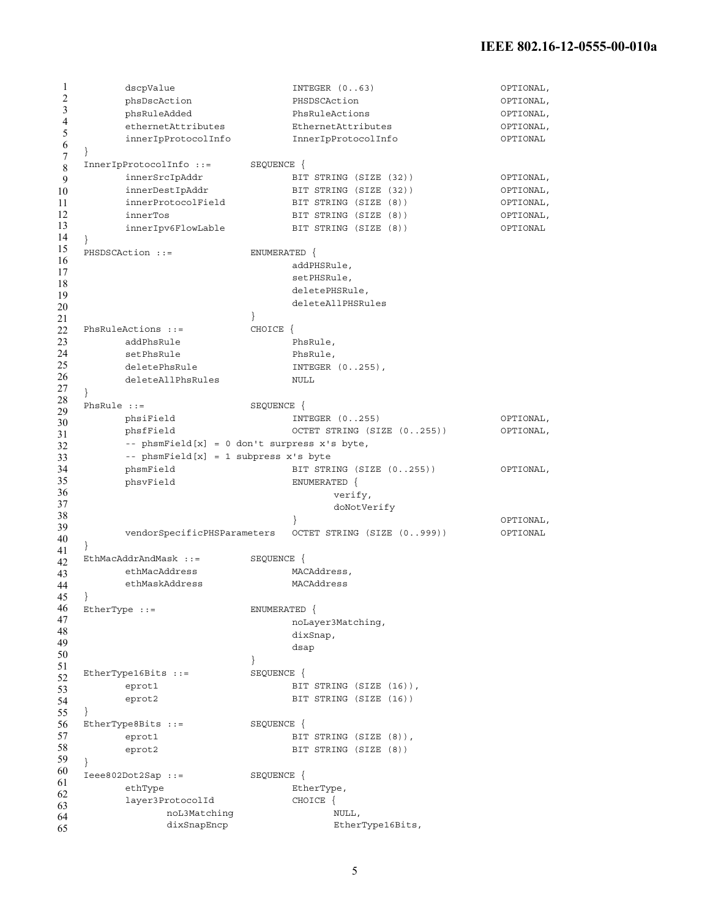```
        dscpValue                    INTEGER (0..63)                         OPTIONAL,
        phsDscAction                 PHSDSCAction                            OPTIONAL,
        phsRuleAdded                 PhsRuleActions                          OPTIONAL,
        ethernetAttributes           EthernetAttributes                      OPTIONAL,
        innerIpProtocolInfo          InnerIpProtocolInfo                     OPTIONAL
}
InnerIpProtocolInfo ::=         SEQUENCE {
        innerSrcIpAddr               BIT STRING (SIZE (32))                  OPTIONAL,
        innerDestIpAddr              BIT STRING (SIZE (32))                  OPTIONAL,
        innerProtocolField           BIT STRING (SIZE (8))                   OPTIONAL,
        innerTos                     BIT STRING (SIZE (8))                   OPTIONAL,
        innerIpv6FlowLable           BIT STRING (SIZE (8))                   OPTIONAL
}
PHSDSCAction ::=                ENUMERATED {
                                     addPHSRule,
                                     setPHSRule,
                                     deletePHSRule,
                                     deleteAllPHSRules
                                }
PhsRuleActions ::=              CHOICE {
        addPhsRule                   PhsRule,
        setPhsRule                   PhsRule,
        deletePhsRule                INTEGER (0..255),
        deleteAllPhsRules            NULL
}
PhsRule ::=                     SEQUENCE {
        phsiField                    INTEGER (0..255)                        OPTIONAL,
        phsfField                    OCTET STRING (SIZE (0..255))            OPTIONAL,
        -- phsmField[x] = 0 don't surpress x's byte,
        -- phsmField[x] = 1 subpress x's byte
        phsmField                    BIT STRING (SIZE (0..255))              OPTIONAL,
        phsvField                    ENUMERATED {
                                             verify,
                                             doNotVerify
                                     }                                       OPTIONAL,
        vendorSpecificPHSParameters  OCTET STRING (SIZE (0..999))            OPTIONAL
}
EthMacAddrAndMask ::=           SEQUENCE {
        ethMacAddress                MACAddress,
        ethMaskAddress               MACAddress
}
EtherType ::=                   ENUMERATED {
                                     noLayer3Matching,
                                     dixSnap,
                                     dsap
                                }
EtherType16Bits ::=             SEQUENCE {
        eprot1                       BIT STRING (SIZE (16)),
        eprot2                       BIT STRING (SIZE (16))
}
EtherType8Bits ::=              SEQUENCE {
        eprot1                       BIT STRING (SIZE (8)),
        eprot2                       BIT STRING (SIZE (8))
}
Ieee802Dot2Sap ::=              SEQUENCE {
        ethType                      EtherType,
        layer3ProtocolId             CHOICE {
                noL3Matching                 NULL,
                dixSnapEncp                  EtherType16Bits,
```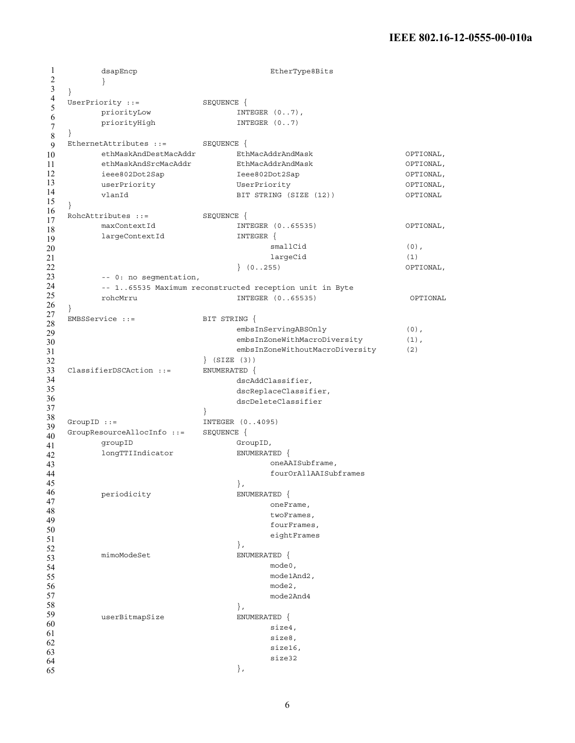```
        dsapEncp                        EtherType8Bits
        }
}
UserPriority ::=            SEQUENCE {
        priorityLow                 INTEGER (0..7),
        priorityHigh                INTEGER (0..7)
}
EthernetAttributes ::=      SEQUENCE {
        ethMaskAndDestMacAddr       EthMacAddrAndMask                   OPTIONAL,
        ethMaskAndSrcMacAddr        EthMacAddrAndMask                   OPTIONAL,
        ieee802Dot2Sap              Ieee802Dot2Sap                      OPTIONAL,
        userPriority                UserPriority                        OPTIONAL,
        vlanId                      BIT STRING (SIZE (12))              OPTIONAL
}
RohcAttributes ::=          SEQUENCE {
        maxContextId                INTEGER (0..65535)                  OPTIONAL,
        largeContextId              INTEGER {
                                            smallCid                    (0),
                                            largeCid                    (1)
                                    } (0..255)                          OPTIONAL,
        -- 0: no segmentation,
        -- 1..65535 Maximum reconstructed reception unit in Byte
        rohcMrru                    INTEGER (0..65535)                  OPTIONAL
}
EMBSService ::=             BIT STRING {
                                    embsInServingABSOnly                (0),
                                    embsInZoneWithMacroDiversity        (1),
                                    embsInZoneWithoutMacroDiversity     (2)
                            } (SIZE (3))
ClassifierDSCAction ::=     ENUMERATED {
                                    dscAddClassifier,
                                    dscReplaceClassifier,
                                    dscDeleteClassifier
                            }
GroupID ::=                 INTEGER (0..4095)
GroupResourceAllocInfo ::=  SEQUENCE {
        groupID                     GroupID,
        longTTIIndicator            ENUMERATED {
                                            oneAAISubframe,
                                            fourOrAllAAISubframes
                                    },
        periodicity                 ENUMERATED {
                                            oneFrame,
                                            twoFrames,
                                            fourFrames,
                                            eightFrames
                                    },
        mimoModeSet                 ENUMERATED {
                                            mode0,
                                            mode1And2,
                                            mode2,
                                            mode2And4
                                    },
        userBitmapSize              ENUMERATED {
                                            size4,
                                            size8,
                                            size16,
                                            size32
                                    },
```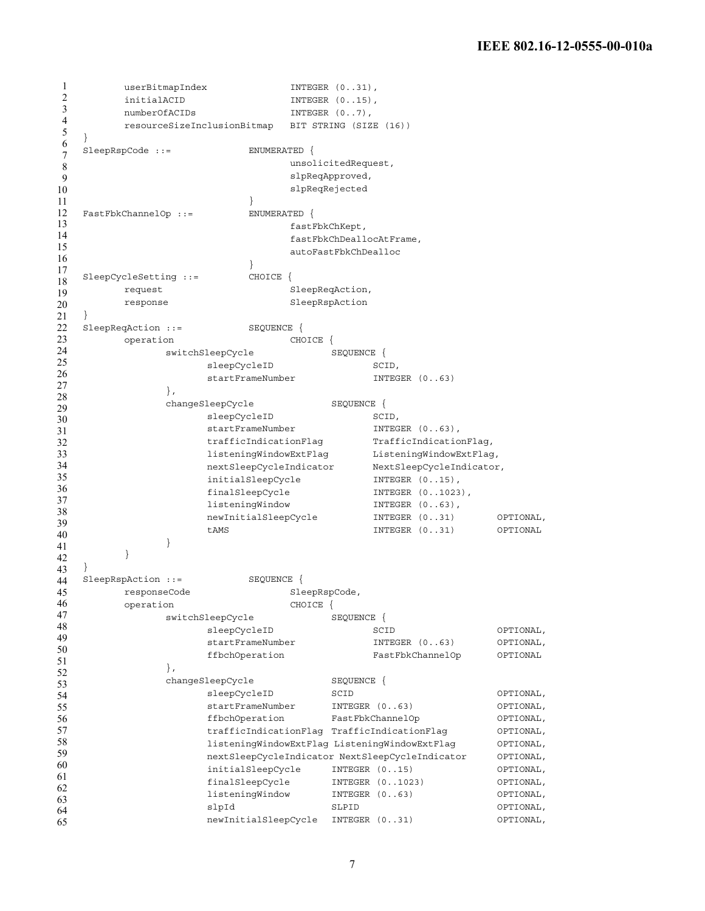```
        userBitmapIndex             INTEGER (0..31),
        initialACID                 INTEGER (0..15),
        numberOfACIDs               INTEGER (0..7),
        resourceSizeInclusionBitmap BIT STRING (SIZE (16))
}
SleepRspCode ::=            ENUMERATED {
                                unsolicitedRequest,
                                slpReqApproved,
                                slpReqRejected
                            }
FastFbkChannelOp ::=        ENUMERATED {
                                fastFbkChKept,
                                fastFbkChDeallocAtFrame,
                                autoFastFbkChDealloc
                            }
SleepCycleSetting ::=       CHOICE {
        request                 SleepReqAction,
        response                SleepRspAction
}
SleepReqAction ::=          SEQUENCE {
        operation               CHOICE {
                switchSleepCycle        SEQUENCE {
                        sleepCycleID            SCID,
                        startFrameNumber        INTEGER (0..63)
                },
                changeSleepCycle        SEQUENCE {
                        sleepCycleID            SCID,
                        startFrameNumber        INTEGER (0..63),
                        trafficIndicationFlag   TrafficIndicationFlag,
                        listeningWindowExtFlag  ListeningWindowExtFlag,
                        nextSleepCycleIndicator NextSleepCycleIndicator,
                        initialSleepCycle       INTEGER (0..15),
                        finalSleepCycle         INTEGER (0..1023),
                        listeningWindow         INTEGER (0..63),
                        newInitialSleepCycle    INTEGER (0..31)     OPTIONAL,
                        tAMS                    INTEGER (0..31)     OPTIONAL
                }
        }
}
SleepRspAction ::=          SEQUENCE {
        responseCode            SleepRspCode,
        operation               CHOICE {
                switchSleepCycle        SEQUENCE {
                        sleepCycleID            SCID                OPTIONAL,
                        startFrameNumber        INTEGER (0..63)     OPTIONAL,
                        ffbchOperation          FastFbkChannelOp    OPTIONAL
                },
                changeSleepCycle        SEQUENCE {
                        sleepCycleID        SCID                        OPTIONAL,
                        startFrameNumber    INTEGER (0..63)             OPTIONAL,
                        ffbchOperation      FastFbkChannelOp            OPTIONAL,
                        trafficIndicationFlag TrafficIndicationFlag     OPTIONAL,
                        listeningWindowExtFlag ListeningWindowExtFlag   OPTIONAL,
                        nextSleepCycleIndicator NextSleepCycleIndicator OPTIONAL,
                        initialSleepCycle   INTEGER (0..15)             OPTIONAL,
                        finalSleepCycle     INTEGER (0..1023)           OPTIONAL,
                        listeningWindow     INTEGER (0..63)             OPTIONAL,
                        slpId               SLPID                       OPTIONAL,
                        newInitialSleepCycle INTEGER (0..31)            OPTIONAL,
```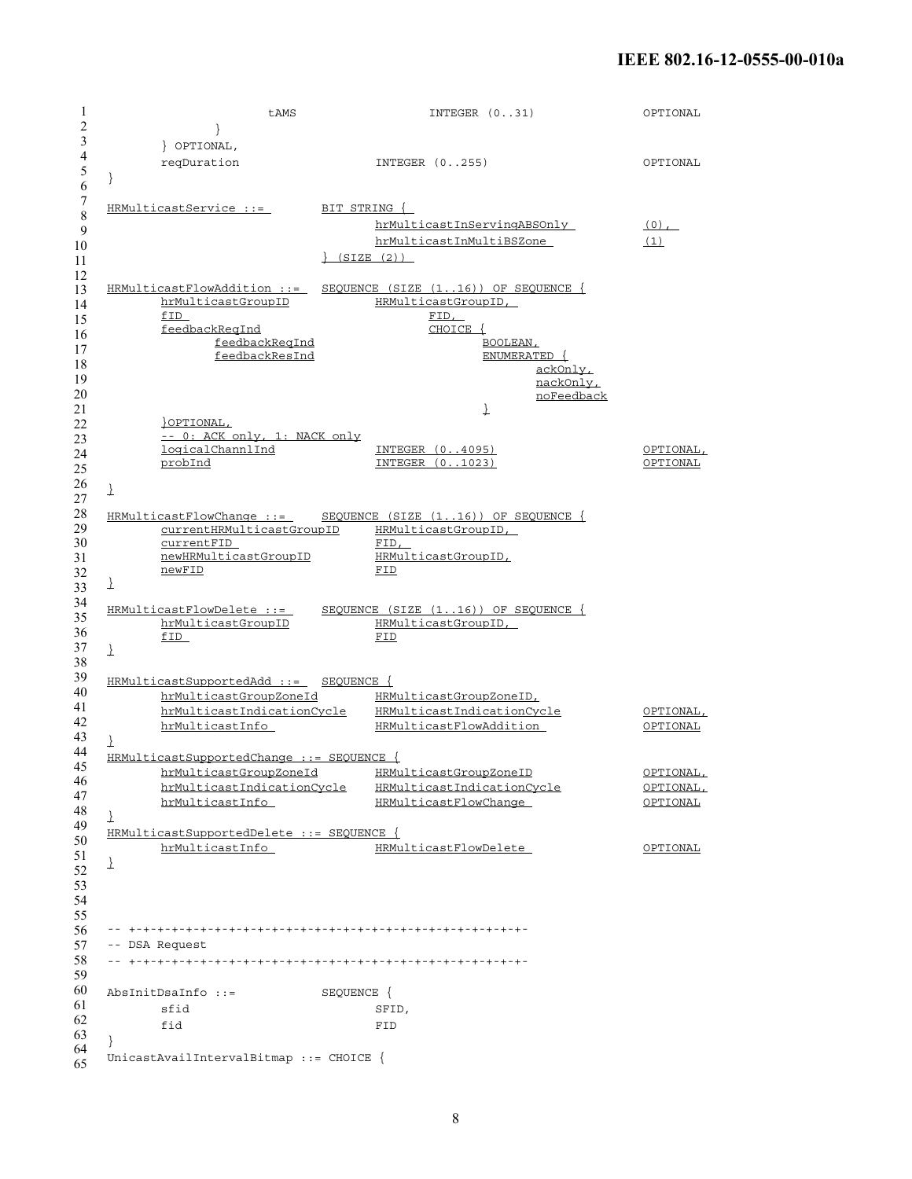```
                    tAMS                    INTEGER (0..31)                 OPTIONAL
            }
        } OPTIONAL,
        reqDuration                 INTEGER (0..255)                OPTIONAL
}

HRMulticastService ::=      BIT STRING {
                                hrMulticastInServingABSOnly         (0),
                                hrMulticastInMultiBSZone            (1)
                            } (SIZE (2))

HRMulticastFlowAddition ::=   SEQUENCE (SIZE (1..16)) OF SEQUENCE {
        hrMulticastGroupID          HRMulticastGroupID,
        fID                             FID,
        feedbackReqInd                  CHOICE {
                feedbackReqInd                  BOOLEAN,
                feedbackResInd                  ENUMERATED {
                                                    ackOnly,
                                                    nackOnly,
                                                    noFeedback
                                                }
        }OPTIONAL,
        -- 0: ACK only, 1: NACK only
        logicalChannlInd            INTEGER (0..4095)               OPTIONAL,
        probInd                     INTEGER (0..1023)               OPTIONAL

}

HRMulticastFlowChange ::=     SEQUENCE (SIZE (1..16)) OF SEQUENCE {
        currentHRMulticastGroupID   HRMulticastGroupID,
        currentFID                  FID,
        newHRMulticastGroupID       HRMulticastGroupID,
        newFID                      FID
}

HRMulticastFlowDelete ::=     SEQUENCE (SIZE (1..16)) OF SEQUENCE {
        hrMulticastGroupID          HRMulticastGroupID,
        fID                         FID
}

HRMulticastSupportedAdd ::=   SEQUENCE {
        hrMulticastGroupZoneId      HRMulticastGroupZoneID,
        hrMulticastIndicationCycle  HRMulticastIndicationCycle      OPTIONAL,
        hrMulticastInfo             HRMulticastFlowAddition         OPTIONAL
}
HRMulticastSupportedChange ::= SEQUENCE {
        hrMulticastGroupZoneId      HRMulticastGroupZoneID          OPTIONAL,
        hrMulticastIndicationCycle  HRMulticastIndicationCycle      OPTIONAL,
        hrMulticastInfo             HRMulticastFlowChange           OPTIONAL
}
HRMulticastSupportedDelete ::= SEQUENCE {
        hrMulticastInfo             HRMulticastFlowDelete           OPTIONAL
}



-- +-+-+-+-+-+-+-+-+-+-+-+-+-+-+-+-+-+-+-+-+-+-+-+-+-+-+-+-+-+-+-+-
-- DSA Request
-- +-+-+-+-+-+-+-+-+-+-+-+-+-+-+-+-+-+-+-+-+-+-+-+-+-+-+-+-+-+-+-+-

AbsInitDsaInfo ::=          SEQUENCE {
        sfid                        SFID,
        fid                         FID
}
UnicastAvailIntervalBitmap ::= CHOICE {
```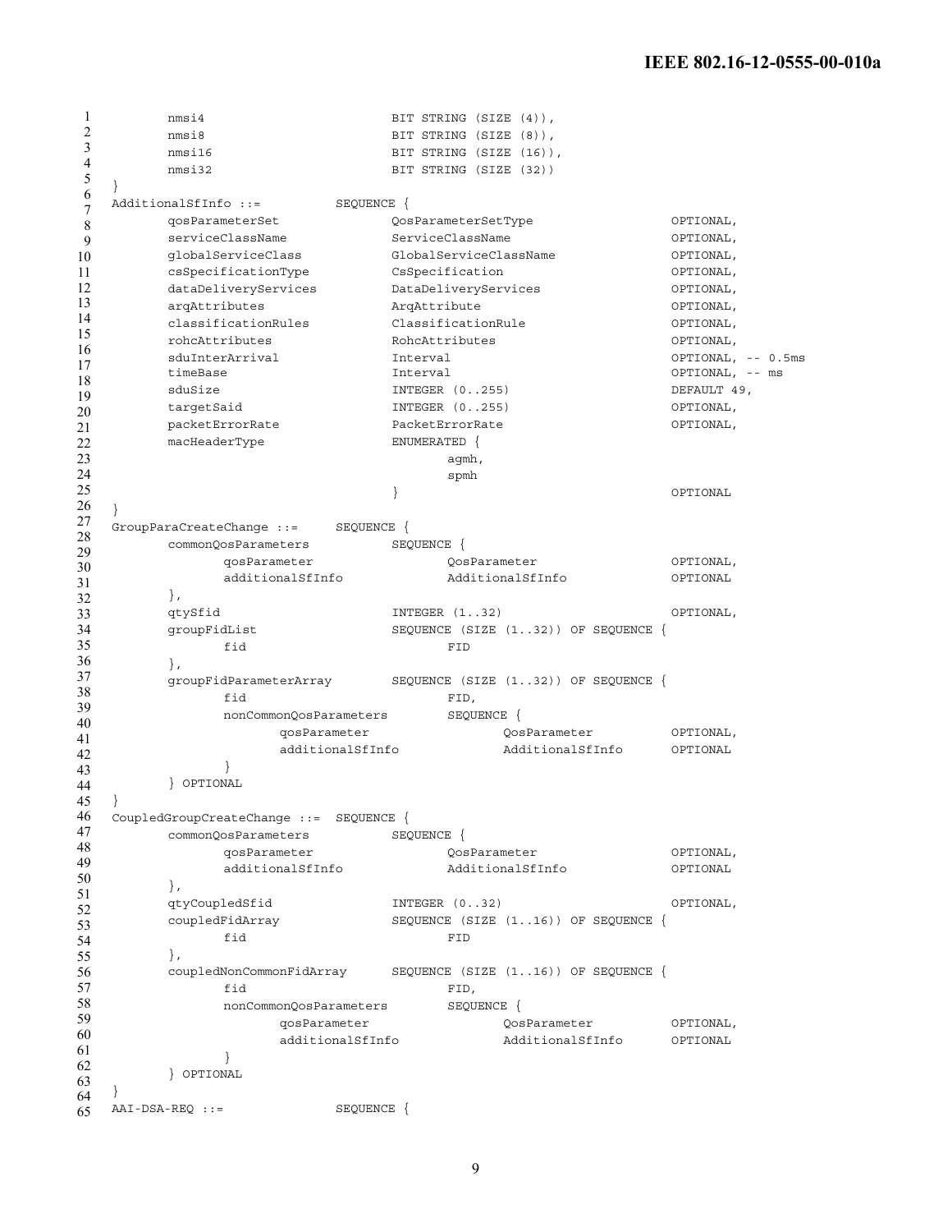```
        nmsi4                       BIT STRING (SIZE (4)),
        nmsi8                       BIT STRING (SIZE (8)),
        nmsi16                      BIT STRING (SIZE (16)),
        nmsi32                      BIT STRING (SIZE (32))
}
AdditionalSfInfo ::=            SEQUENCE {
        qosParameterSet             QosParameterSetType                 OPTIONAL,
        serviceClassName            ServiceClassName                    OPTIONAL,
        globalServiceClass          GlobalServiceClassName              OPTIONAL,
        csSpecificationType         CsSpecification                     OPTIONAL,
        dataDeliveryServices        DataDeliveryServices                OPTIONAL,
        arqAttributes               ArqAttribute                        OPTIONAL,
        classificationRules         ClassificationRule                  OPTIONAL,
        rohcAttributes              RohcAttributes                      OPTIONAL,
        sduInterArrival             Interval                            OPTIONAL, -- 0.5ms
        timeBase                    Interval                            OPTIONAL, -- ms
        sduSize                     INTEGER (0..255)                    DEFAULT 49,
        targetSaid                  INTEGER (0..255)                    OPTIONAL,
        packetErrorRate             PacketErrorRate                     OPTIONAL,
        macHeaderType               ENUMERATED {
                                            agmh,
                                            spmh
                                    }                                   OPTIONAL
}
GroupParaCreateChange ::=       SEQUENCE {
        commonQosParameters         SEQUENCE {
                qosParameter                QosParameter                OPTIONAL,
                additionalSfInfo            AdditionalSfInfo            OPTIONAL
        },
        qtySfid                     INTEGER (1..32)                     OPTIONAL,
        groupFidList                SEQUENCE (SIZE (1..32)) OF SEQUENCE {
                fid                         FID
        },
        groupFidParameterArray      SEQUENCE (SIZE (1..32)) OF SEQUENCE {
                fid                         FID,
                nonCommonQosParameters      SEQUENCE {
                        qosParameter                QosParameter        OPTIONAL,
                        additionalSfInfo            AdditionalSfInfo    OPTIONAL
                }
        } OPTIONAL
}
CoupledGroupCreateChange ::=    SEQUENCE {
        commonQosParameters         SEQUENCE {
                qosParameter                QosParameter                OPTIONAL,
                additionalSfInfo            AdditionalSfInfo            OPTIONAL
        },
        qtyCoupledSfid              INTEGER (0..32)                     OPTIONAL,
        coupledFidArray             SEQUENCE (SIZE (1..16)) OF SEQUENCE {
                fid                         FID
        },
        coupledNonCommonFidArray    SEQUENCE (SIZE (1..16)) OF SEQUENCE {
                fid                         FID,
                nonCommonQosParameters      SEQUENCE {
                        qosParameter                QosParameter        OPTIONAL,
                        additionalSfInfo            AdditionalSfInfo    OPTIONAL
                }
        } OPTIONAL
}
AAI-DSA-REQ ::=                 SEQUENCE {
```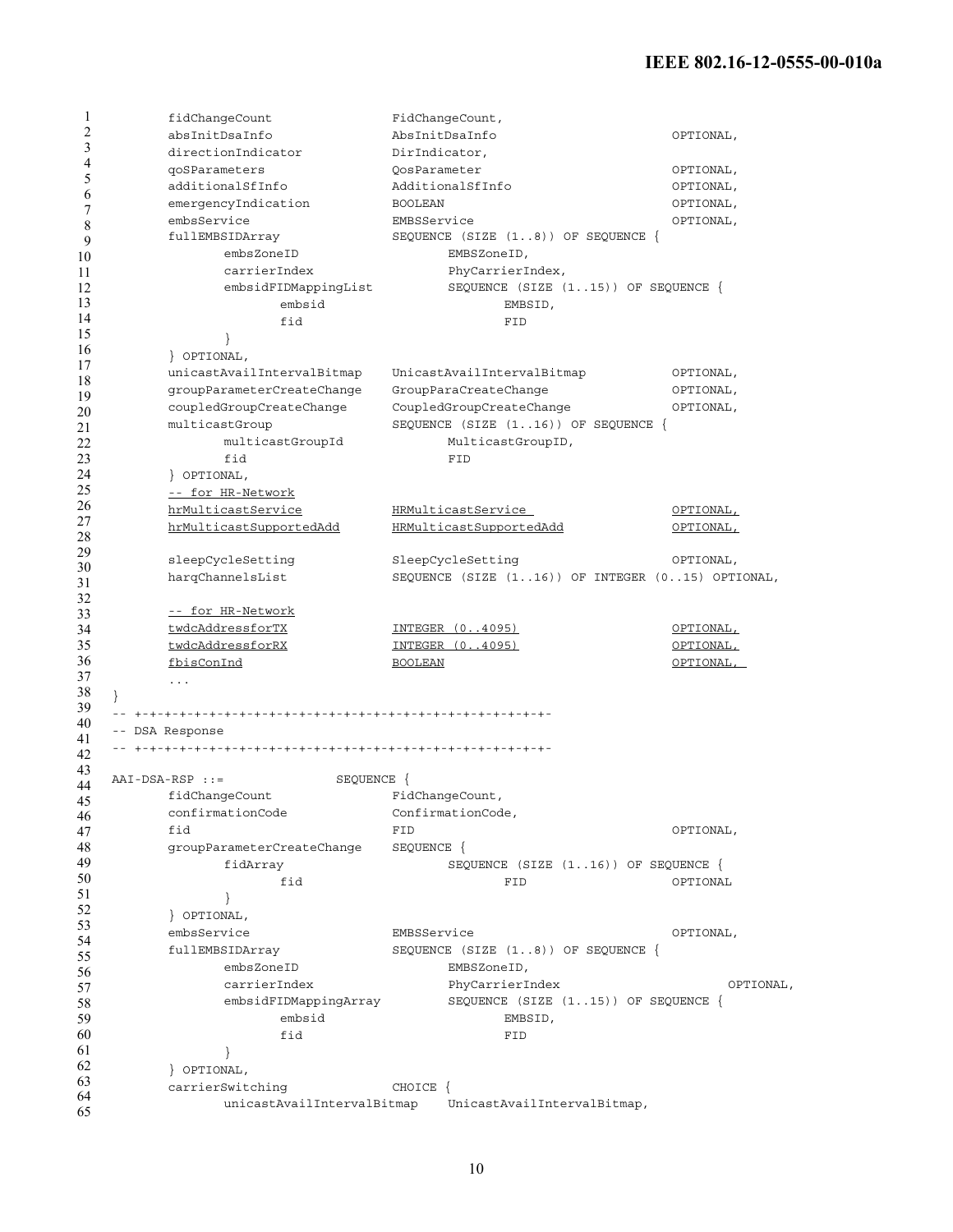```
        fidChangeCount                FidChangeCount,
        absInitDsaInfo                AbsInitDsaInfo                        OPTIONAL,
        directionIndicator            DirIndicator,
        qoSParameters                 QosParameter                          OPTIONAL,
        additionalSfInfo              AdditionalSfInfo                      OPTIONAL,
        emergencyIndication           BOOLEAN                               OPTIONAL,
        embsService                   EMBSService                           OPTIONAL,
        fullEMBSIDArray               SEQUENCE (SIZE (1..8)) OF SEQUENCE {
                embsZoneID                    EMBSZoneID,
                carrierIndex                  PhyCarrierIndex,
                embsidFIDMappingList          SEQUENCE (SIZE (1..15)) OF SEQUENCE {
                        embsid                        EMBSID,
                        fid                           FID
                }
        } OPTIONAL,
        unicastAvailIntervalBitmap    UnicastAvailIntervalBitmap            OPTIONAL,
        groupParameterCreateChange    GroupParaCreateChange                 OPTIONAL,
        coupledGroupCreateChange      CoupledGroupCreateChange              OPTIONAL,
        multicastGroup                SEQUENCE (SIZE (1..16)) OF SEQUENCE {
                multicastGroupId              MulticastGroupID,
                fid                           FID
        } OPTIONAL,
        -- for HR-Network
        hrMulticastService            HRMulticastService                    OPTIONAL,
        hrMulticastSupportedAdd       HRMulticastSupportedAdd               OPTIONAL,

        sleepCycleSetting             SleepCycleSetting                     OPTIONAL,
        harqChannelsList              SEQUENCE (SIZE (1..16)) OF INTEGER (0..15) OPTIONAL,

        -- for HR-Network
        twdcAddressforTX              INTEGER (0..4095)                     OPTIONAL,
        twdcAddressforRX              INTEGER (0..4095)                     OPTIONAL,
        fbisConInd                    BOOLEAN                               OPTIONAL,
        ...
}
-- +-+-+-+-+-+-+-+-+-+-+-+-+-+-+-+-+-+-+-+-+-+-+-+-+-+-+-+-+-+-
-- DSA Response
-- +-+-+-+-+-+-+-+-+-+-+-+-+-+-+-+-+-+-+-+-+-+-+-+-+-+-+-+-+-+-

AAI-DSA-RSP ::=               SEQUENCE {
        fidChangeCount                FidChangeCount,
        confirmationCode              ConfirmationCode,
        fid                           FID                                   OPTIONAL,
        groupParameterCreateChange    SEQUENCE {
                fidArray                      SEQUENCE (SIZE (1..16)) OF SEQUENCE {
                        fid                           FID                   OPTIONAL
                }
        } OPTIONAL,
        embsService                   EMBSService                           OPTIONAL,
        fullEMBSIDArray               SEQUENCE (SIZE (1..8)) OF SEQUENCE {
                embsZoneID                    EMBSZoneID,
                carrierIndex                  PhyCarrierIndex                       OPTIONAL,
                embsidFIDMappingArray         SEQUENCE (SIZE (1..15)) OF SEQUENCE {
                        embsid                        EMBSID,
                        fid                           FID
                }
        } OPTIONAL,
        carrierSwitching              CHOICE {
                unicastAvailIntervalBitmap    UnicastAvailIntervalBitmap,
```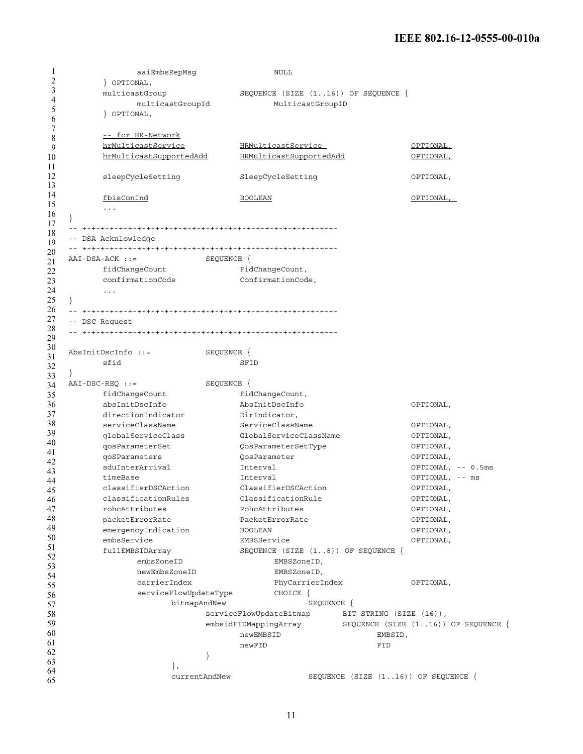```
            aaiEmbsRepMsg                  NULL
        } OPTIONAL,
        multicastGroup               SEQUENCE (SIZE (1..16)) OF SEQUENCE {
            multicastGroupId             MulticastGroupID
        } OPTIONAL,

        -- for HR-Network
        hrMulticastService           HRMulticastService                OPTIONAL,
        hrMulticastSupportedAdd      HRMulticastSupportedAdd           OPTIONAL,

        sleepCycleSetting            SleepCycleSetting                 OPTIONAL,

        fbisConInd                   BOOLEAN                           OPTIONAL,
        ...
}
-- +-+-+-+-+-+-+-+-+-+-+-+-+-+-+-+-+-+-+-+-+-+-+-+-+-+-+-+-+-+-
-- DSA Acknlowledge
-- +-+-+-+-+-+-+-+-+-+-+-+-+-+-+-+-+-+-+-+-+-+-+-+-+-+-+-+-+-+-
AAI-DSA-ACK ::=             SEQUENCE {
        fidChangeCount               FidChangeCount,
        confirmationCode             ConfirmationCode,
        ...
}
-- +-+-+-+-+-+-+-+-+-+-+-+-+-+-+-+-+-+-+-+-+-+-+-+-+-+-+-+-+-+-
-- DSC Request
-- +-+-+-+-+-+-+-+-+-+-+-+-+-+-+-+-+-+-+-+-+-+-+-+-+-+-+-+-+-+-

AbsInitDscInfo ::=          SEQUENCE {
        sfid                         SFID
}
AAI-DSC-REQ ::=             SEQUENCE {
        fidChangeCount               FidChangeCount,
        absInitDscInfo               AbsInitDscInfo                    OPTIONAL,
        directionIndicator           DirIndicator,
        serviceClassName             ServiceClassName                  OPTIONAL,
        globalServiceClass           GlobalServiceClassName            OPTIONAL,
        qosParameterSet              QosParameterSetType               OPTIONAL,
        qoSParameters                QosParameter                      OPTIONAL,
        sduInterArrival              Interval                          OPTIONAL, -- 0.5ms
        timeBase                     Interval                          OPTIONAL, -- ms
        classifierDSCAction          ClassifierDSCAction               OPTIONAL,
        classificationRules          ClassificationRule                OPTIONAL,
        rohcAttributes               RohcAttributes                    OPTIONAL,
        packetErrorRate              PacketErrorRate                   OPTIONAL,
        emergencyIndication          BOOLEAN                           OPTIONAL,
        embsService                  EMBSService                       OPTIONAL,
        fullEMBSIDArray              SEQUENCE (SIZE (1..8)) OF SEQUENCE {
            embsZoneID                   EMBSZoneID,
            newEmbsZoneID                EMBSZoneID,
            carrierIndex                 PhyCarrierIndex               OPTIONAL,
            serviceFlowUpdateType        CHOICE {
                bitmapAndNew                 SEQUENCE {
                    serviceFlowUpdateBitmap      BIT STRING (SIZE (16)),
                    embsidFIDMappingArray        SEQUENCE (SIZE (1..16)) OF SEQUENCE {
                        newEMBSID                    EMBSID,
                        newFID                       FID
                    }
                },
                currentAndNew                SEQUENCE (SIZE (1..16)) OF SEQUENCE {
```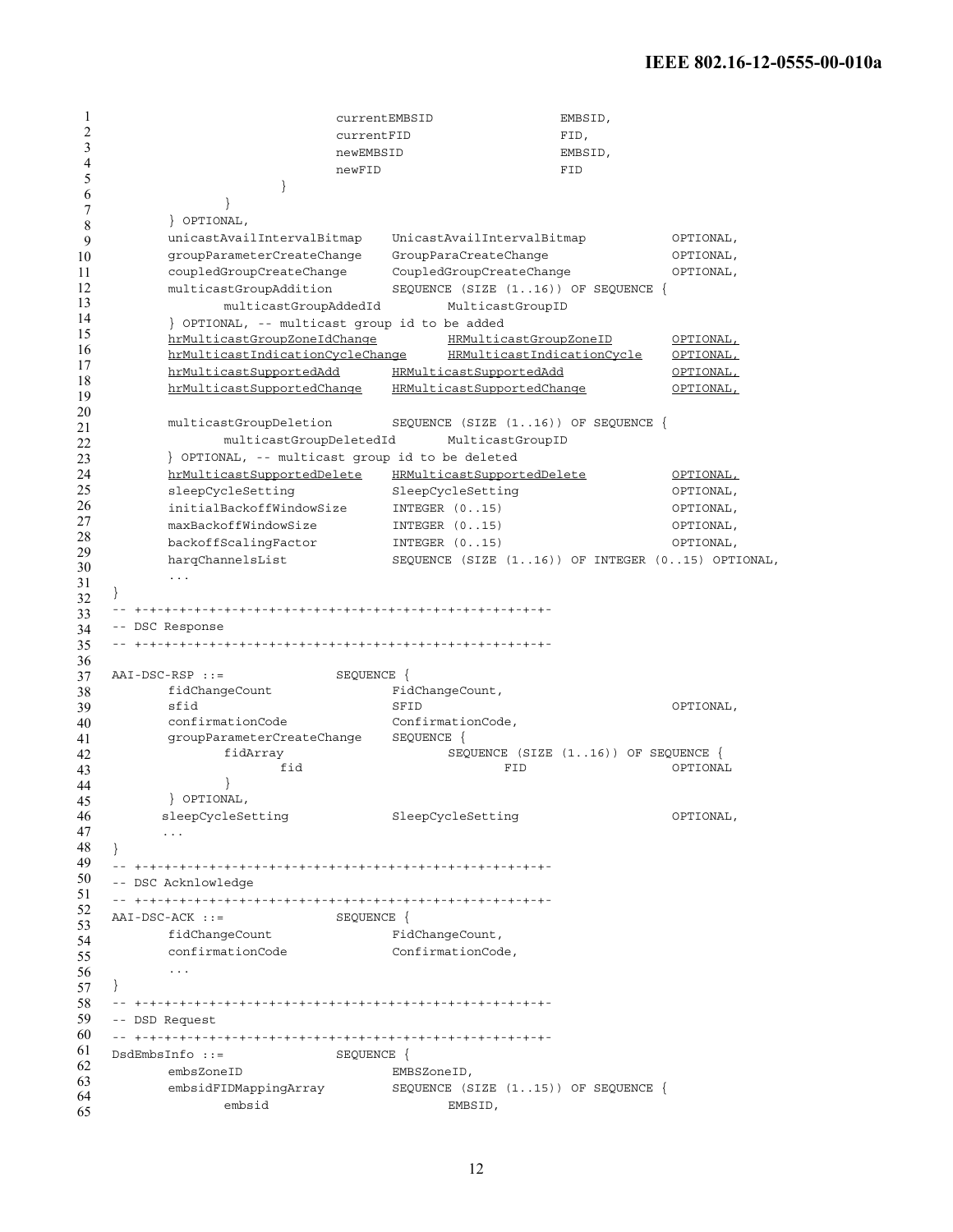```
                            currentEMBSID                 EMBSID,
                            currentFID                    FID,
                            newEMBSID                     EMBSID,
                            newFID                        FID
                        }
                }
        } OPTIONAL,
        unicastAvailIntervalBitmap    UnicastAvailIntervalBitmap          OPTIONAL,
        groupParameterCreateChange    GroupParaCreateChange               OPTIONAL,
        coupledGroupCreateChange      CoupledGroupCreateChange            OPTIONAL,
        multicastGroupAddition        SEQUENCE (SIZE (1..16)) OF SEQUENCE {
                multicastGroupAddedId         MulticastGroupID
        } OPTIONAL, -- multicast group id to be added
        hrMulticastGroupZoneIdChange          HRMulticastGroupZoneID        OPTIONAL,
        hrMulticastIndicationCycleChange      HRMulticastIndicationCycle    OPTIONAL,
        hrMulticastSupportedAdd       HRMulticastSupportedAdd             OPTIONAL,
        hrMulticastSupportedChange    HRMulticastSupportedChange          OPTIONAL,

        multicastGroupDeletion        SEQUENCE (SIZE (1..16)) OF SEQUENCE {
                multicastGroupDeletedId       MulticastGroupID
        } OPTIONAL, -- multicast group id to be deleted
        hrMulticastSupportedDelete    HRMulticastSupportedDelete          OPTIONAL,
        sleepCycleSetting             SleepCycleSetting                   OPTIONAL,
        initialBackoffWindowSize      INTEGER (0..15)                     OPTIONAL,
        maxBackoffWindowSize          INTEGER (0..15)                     OPTIONAL,
        backoffScalingFactor          INTEGER (0..15)                     OPTIONAL,
        harqChannelsList              SEQUENCE (SIZE (1..16)) OF INTEGER (0..15) OPTIONAL,
        ...
}
-- +-+-+-+-+-+-+-+-+-+-+-+-+-+-+-+-+-+-+-+-+-+-+-+-+-+-+-+-+-+-
-- DSC Response
-- +-+-+-+-+-+-+-+-+-+-+-+-+-+-+-+-+-+-+-+-+-+-+-+-+-+-+-+-+-+-

AAI-DSC-RSP ::=               SEQUENCE {
        fidChangeCount                FidChangeCount,
        sfid                          SFID                                OPTIONAL,
        confirmationCode              ConfirmationCode,
        groupParameterCreateChange    SEQUENCE {
                fidArray                      SEQUENCE (SIZE (1..16)) OF SEQUENCE {
                        fid                           FID                 OPTIONAL
                }
        } OPTIONAL,
       sleepCycleSetting              SleepCycleSetting                   OPTIONAL,
       ...
}
-- +-+-+-+-+-+-+-+-+-+-+-+-+-+-+-+-+-+-+-+-+-+-+-+-+-+-+-+-+-+-
-- DSC Acknlowledge
-- +-+-+-+-+-+-+-+-+-+-+-+-+-+-+-+-+-+-+-+-+-+-+-+-+-+-+-+-+-+-
AAI-DSC-ACK ::=               SEQUENCE {
        fidChangeCount                FidChangeCount,
        confirmationCode              ConfirmationCode,
        ...
}
-- +-+-+-+-+-+-+-+-+-+-+-+-+-+-+-+-+-+-+-+-+-+-+-+-+-+-+-+-+-+-
-- DSD Request
-- +-+-+-+-+-+-+-+-+-+-+-+-+-+-+-+-+-+-+-+-+-+-+-+-+-+-+-+-+-+-
DsdEmbsInfo ::=               SEQUENCE {
        embsZoneID                    EMBSZoneID,
        embsidFIDMappingArray         SEQUENCE (SIZE (1..15)) OF SEQUENCE {
                embsid                        EMBSID,
```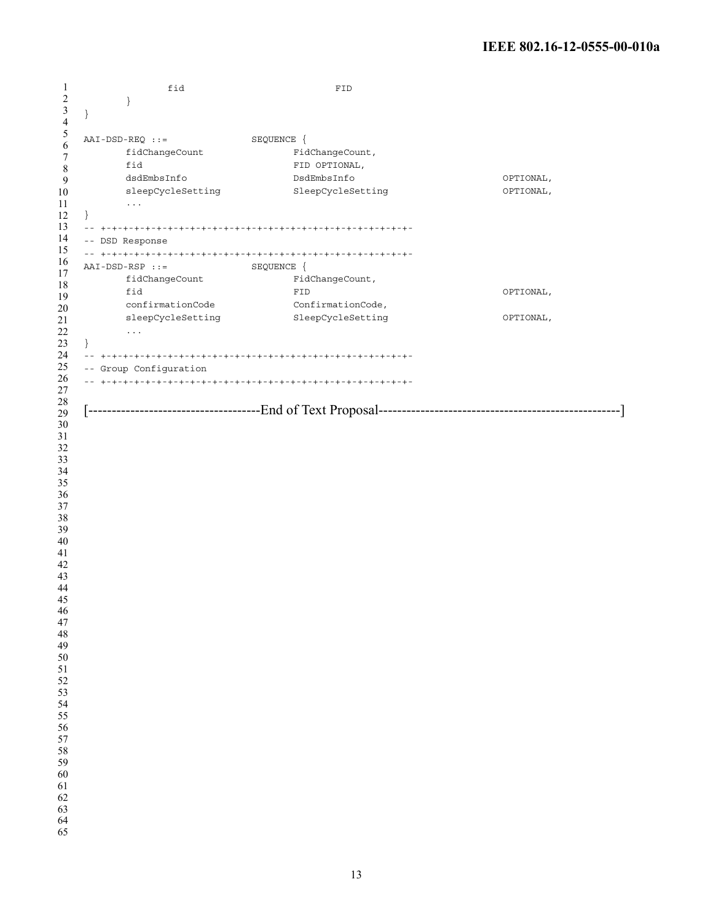```
            fid                         FID
        }
}

AAI-DSD-REQ ::=             SEQUENCE {
        fidChangeCount              FidChangeCount,
        fid                         FID OPTIONAL,
        dsdEmbsInfo                 DsdEmbsInfo                     OPTIONAL,
        sleepCycleSetting           SleepCycleSetting               OPTIONAL,
        ...
}
-- +-+-+-+-+-+-+-+-+-+-+-+-+-+-+-+-+-+-+-+-+-+-+-+-+-+-+-+-+-
-- DSD Response
-- +-+-+-+-+-+-+-+-+-+-+-+-+-+-+-+-+-+-+-+-+-+-+-+-+-+-+-+-+-
AAI-DSD-RSP ::=             SEQUENCE {
        fidChangeCount              FidChangeCount,
        fid                         FID                             OPTIONAL,
        confirmationCode            ConfirmationCode,
        sleepCycleSetting           SleepCycleSetting               OPTIONAL,
        ...
}
-- +-+-+-+-+-+-+-+-+-+-+-+-+-+-+-+-+-+-+-+-+-+-+-+-+-+-+-+-+-
-- Group Configuration
-- +-+-+-+-+-+-+-+-+-+-+-+-+-+-+-+-+-+-+-+-+-+-+-+-+-+-+-+-+-
```

[-------------------------------------End of Text Proposal----------------------------------------------------]